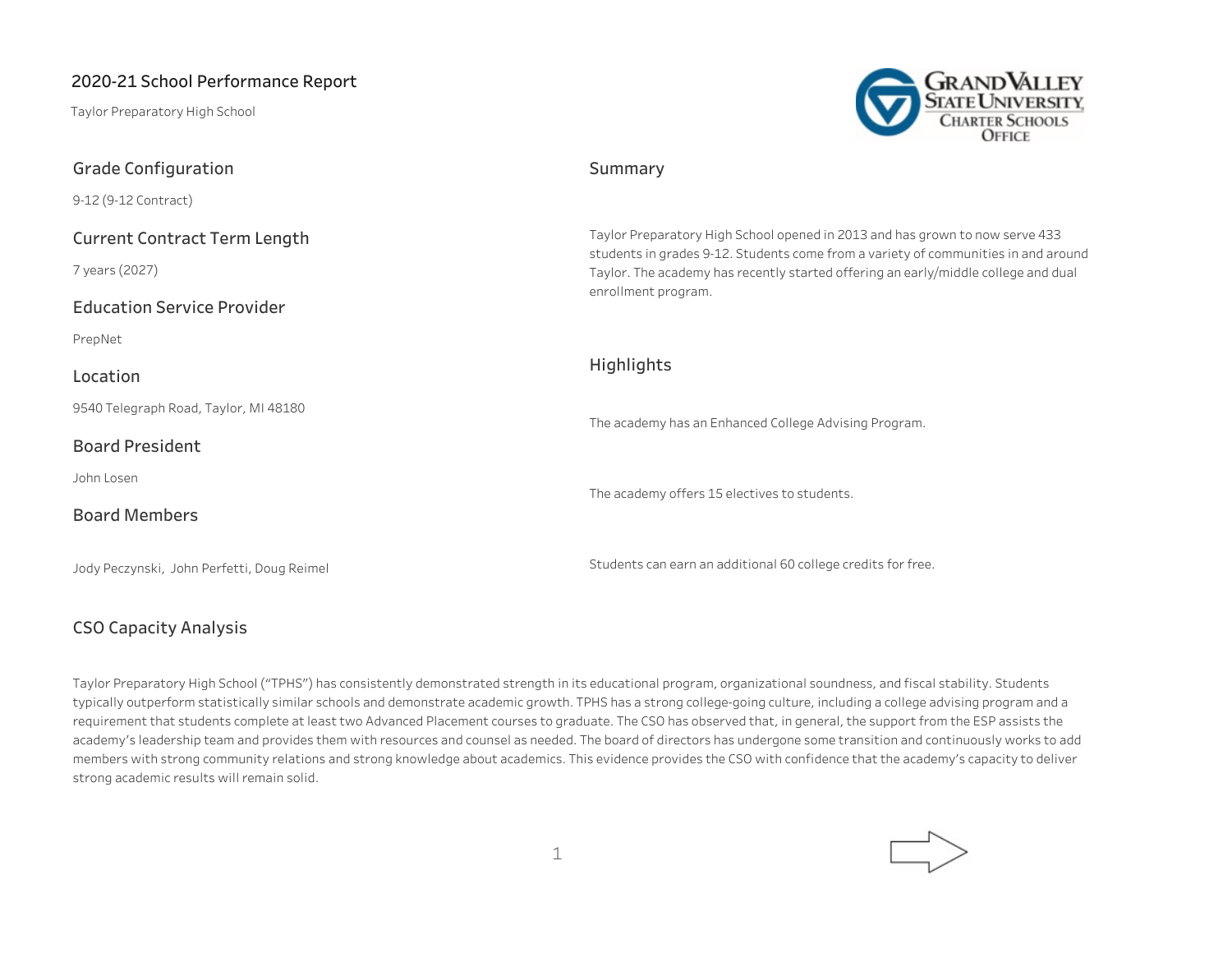# 2020-21 School Performance Report

Taylor Preparatory High School

## Grade Configuration

9-12 (9-12 Contract)

## Current Contract Term Length

7 years (2027)

## Education Service Provider

PrepNet

## Location

9540 Telegraph Road, Taylor, MI 48180

## Board President

John Losen

## Board Members

Jody Peczynski, John Perfetti, Doug Reimel

## Summary

Taylor Preparatory High School opened in 2013 and has grown to now serve 433 students in grades 9-12. Students come from a variety of communities in and around Taylor. The academy has recently started offering an early/middle college and dual enrollment program.

## Highlights

The academy has an Enhanced College Advising Program.

The academy offers 15 electives to students.

Students can earn an additional 60 college credits for free.

## CSO Capacity Analysis

Taylor Preparatory High School ("TPHS") has consistently demonstrated strength in its educational program, organizational soundness, and fiscal stability. Students typically outperform statistically similar schools and demonstrate academic growth. TPHS has a strong college-going culture, including a college advising program and a requirement that students complete at least two Advanced Placement courses to graduate. The CSO has observed that, in general, the support from the ESP assists the academy's leadership team and provides them with resources and counsel as needed. The board of directors has undergone some transition and continuously works to add members with strong community relations and strong knowledge about academics. This evidence provides the CSO with confidence that the academy's capacity to deliver strong academic results will remain solid.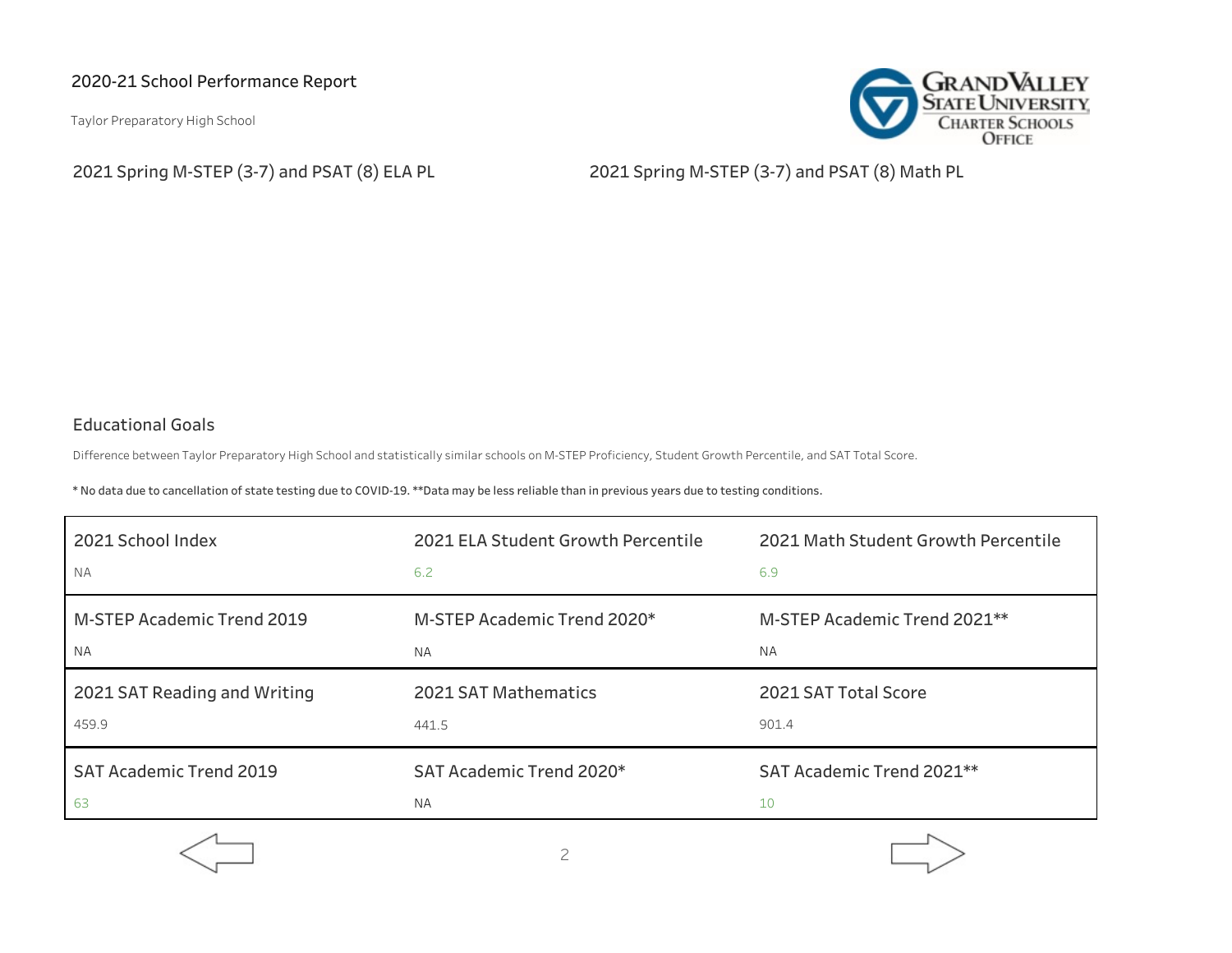## 2020-21 School Performance Report

Taylor Preparatory High School

### 2021 Spring M-STEP (3-7) and PSAT (8) ELA PL

### 2021 Spring M-STEP (3-7) and PSAT (8) Math PL

### Educational Goals

Difference between Taylor Preparatory High School and statistically similar schools on M-STEP Proficiency, Student Growth Percentile, and SAT Total Score.

* No data due to cancellation of state testing due to COVID-19. **Data may be less reliable than in previous years due to testing conditions.

| 2021 School Index | 2021 ELA Student Growth Percentile | 2021 Math Student Growth Percentile |
|---|---|---|
| NA | 6.2 | 6.9 |
| **M-STEP Academic Trend 2019** | **M-STEP Academic Trend 2020*** | **M-STEP Academic Trend 2021**** |
| NA | NA | NA |
| **2021 SAT Reading and Writing** | **2021 SAT Mathematics** | **2021 SAT Total Score** |
| 459.9 | 441.5 | 901.4 |
| **SAT Academic Trend 2019** | **SAT Academic Trend 2020*** | **SAT Academic Trend 2021**** |
| 63 | NA | 10 |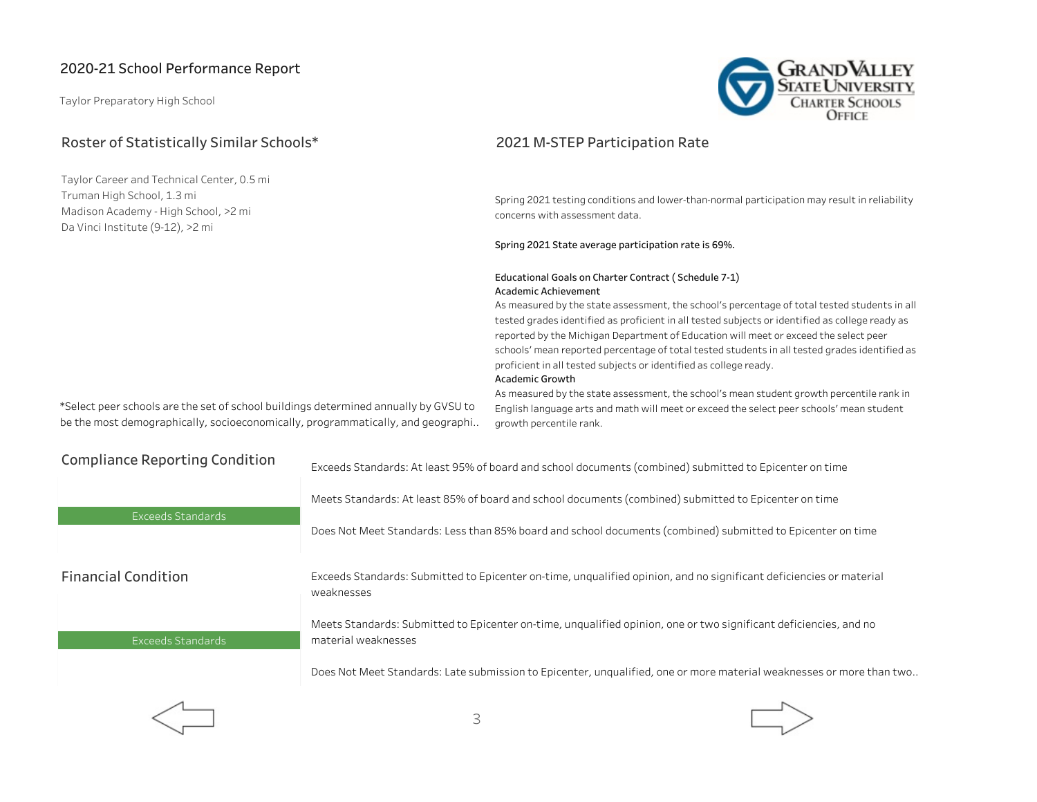## 2020-21 School Performance Report

Taylor Preparatory High School

### Roster of Statistically Similar Schools*

Taylor Career and Technical Center, 0.5 mi
Truman High School, 1.3 mi
Madison Academy - High School, >2 mi
Da Vinci Institute (9-12), >2 mi

*Select peer schools are the set of school buildings determined annually by GVSU to be the most demographically, socioeconomically, programmatically, and geographi..

### 2021 M-STEP Participation Rate

Spring 2021 testing conditions and lower-than-normal participation may result in reliability concerns with assessment data.

Spring 2021 State average participation rate is 69%.

Educational Goals on Charter Contract ( Schedule 7-1)

Academic Achievement

As measured by the state assessment, the school's percentage of total tested students in all tested grades identified as proficient in all tested subjects or identified as college ready as reported by the Michigan Department of Education will meet or exceed the select peer schools' mean reported percentage of total tested students in all tested grades identified as proficient in all tested subjects or identified as college ready.

Academic Growth

As measured by the state assessment, the school's mean student growth percentile rank in English language arts and math will meet or exceed the select peer schools' mean student growth percentile rank.

### Compliance Reporting Condition

Exceeds Standards

Exceeds Standards: At least 95% of board and school documents (combined) submitted to Epicenter on time

Meets Standards: At least 85% of board and school documents (combined) submitted to Epicenter on time

Does Not Meet Standards: Less than 85% board and school documents (combined) submitted to Epicenter on time

### Financial Condition

Exceeds Standards

Exceeds Standards: Submitted to Epicenter on-time, unqualified opinion, and no significant deficiencies or material weaknesses

Meets Standards: Submitted to Epicenter on-time, unqualified opinion, one or two significant deficiencies, and no material weaknesses

Does Not Meet Standards: Late submission to Epicenter, unqualified, one or more material weaknesses or more than two..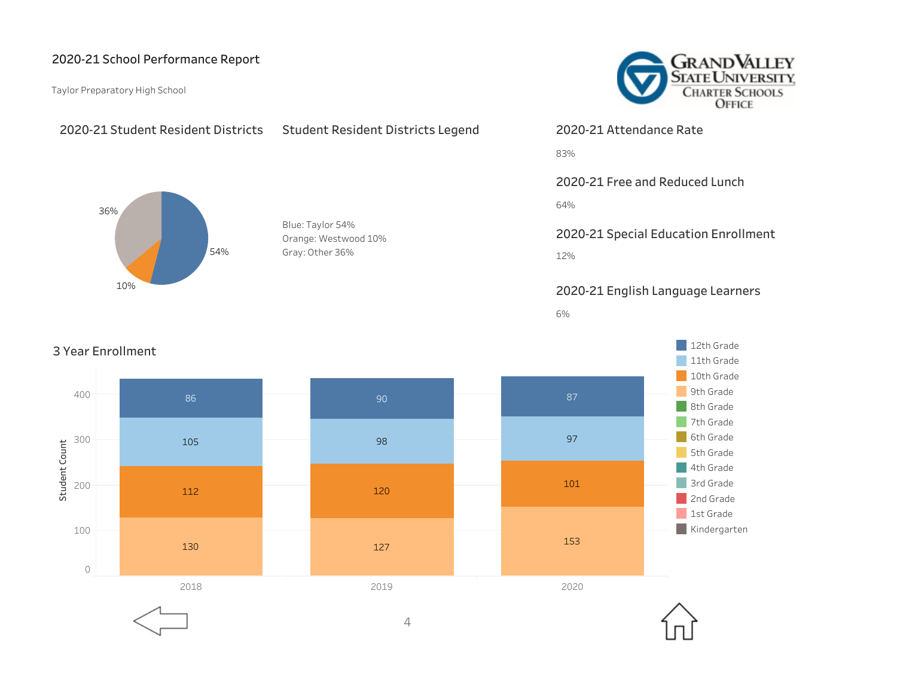## 2020-21 School Performance Report

Taylor Preparatory High School

### 2020-21 Student Resident Districts

36%

54%

10%

### Student Resident Districts Legend

Blue: Taylor 54%
Orange: Westwood 10%
Gray: Other 36%

### 2020-21 Attendance Rate

83%

### 2020-21 Free and Reduced Lunch

64%

### 2020-21 Special Education Enrollment

12%

### 2020-21 English Language Learners

6%

### 3 Year Enrollment

Student Count

0
100
200
300
400

2018: 86, 105, 112, 130
2019: 90, 98, 120, 127
2020: 87, 97, 101, 153

12th Grade
11th Grade
10th Grade
9th Grade
8th Grade
7th Grade
6th Grade
5th Grade
4th Grade
3rd Grade
2nd Grade
1st Grade
Kindergarten